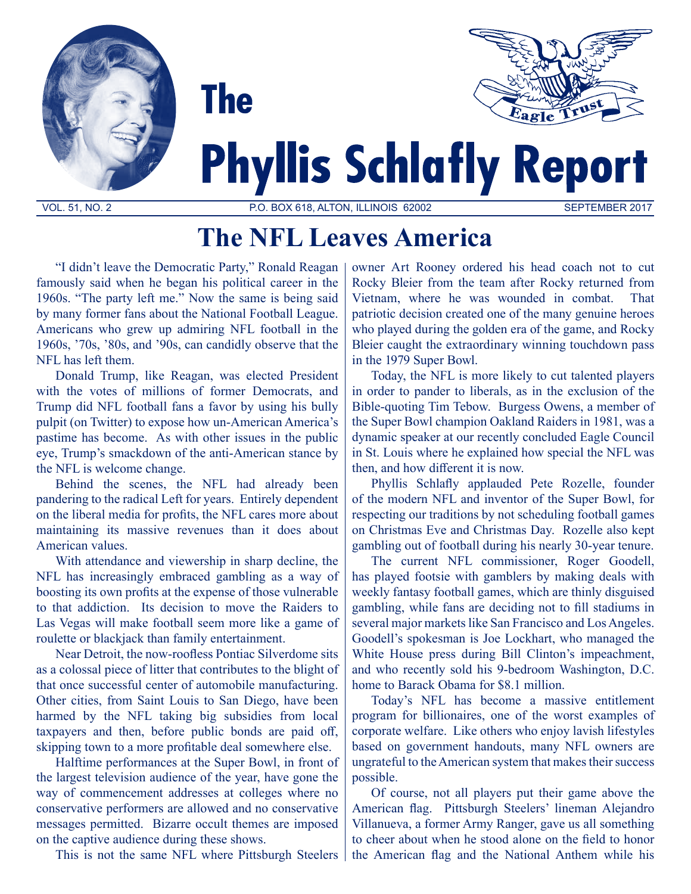# The Phyllis Schlafly Report

VOL. 51, NO. 2 P.O. BOX 618, ALTON, ILLINOIS 62002 SEPTEMBER 2017

## The NFL Leaves America

"I didn't leave the Democratic Party," Ronald Reagan famously said when he began his political career in the 1960s. "The party left me." Now the same is being said by many former fans about the National Football League. Americans who grew up admiring NFL football in the 1960s, '70s, '80s, and '90s, can candidly observe that the NFL has left them.

Donald Trump, like Reagan, was elected President with the votes of millions of former Democrats, and Trump did NFL football fans a favor by using his bully pulpit (on Twitter) to expose how un-American America's pastime has become. As with other issues in the public eye, Trump's smackdown of the anti-American stance by the NFL is welcome change.

Behind the scenes, the NFL had already been pandering to the radical Left for years. Entirely dependent on the liberal media for profits, the NFL cares more about maintaining its massive revenues than it does about American values.

With attendance and viewership in sharp decline, the NFL has increasingly embraced gambling as a way of boosting its own profits at the expense of those vulnerable to that addiction. Its decision to move the Raiders to Las Vegas will make football seem more like a game of roulette or blackjack than family entertainment.

Near Detroit, the now-roofless Pontiac Silverdome sits as a colossal piece of litter that contributes to the blight of that once successful center of automobile manufacturing. Other cities, from Saint Louis to San Diego, have been harmed by the NFL taking big subsidies from local taxpayers and then, before public bonds are paid off, skipping town to a more profitable deal somewhere else.

Halftime performances at the Super Bowl, in front of the largest television audience of the year, have gone the way of commencement addresses at colleges where no conservative performers are allowed and no conservative messages permitted. Bizarre occult themes are imposed on the captive audience during these shows.

This is not the same NFL where Pittsburgh Steelers owner Art Rooney ordered his head coach not to cut Rocky Bleier from the team after Rocky returned from Vietnam, where he was wounded in combat. That patriotic decision created one of the many genuine heroes who played during the golden era of the game, and Rocky Bleier caught the extraordinary winning touchdown pass in the 1979 Super Bowl.

Today, the NFL is more likely to cut talented players in order to pander to liberals, as in the exclusion of the Bible-quoting Tim Tebow. Burgess Owens, a member of the Super Bowl champion Oakland Raiders in 1981, was a dynamic speaker at our recently concluded Eagle Council in St. Louis where he explained how special the NFL was then, and how different it is now.

Phyllis Schlafly applauded Pete Rozelle, founder of the modern NFL and inventor of the Super Bowl, for respecting our traditions by not scheduling football games on Christmas Eve and Christmas Day. Rozelle also kept gambling out of football during his nearly 30-year tenure.

The current NFL commissioner, Roger Goodell, has played footsie with gamblers by making deals with weekly fantasy football games, which are thinly disguised gambling, while fans are deciding not to fill stadiums in several major markets like San Francisco and Los Angeles. Goodell's spokesman is Joe Lockhart, who managed the White House press during Bill Clinton's impeachment, and who recently sold his 9-bedroom Washington, D.C. home to Barack Obama for $8.1 million.

Today's NFL has become a massive entitlement program for billionaires, one of the worst examples of corporate welfare. Like others who enjoy lavish lifestyles based on government handouts, many NFL owners are ungrateful to the American system that makes their success possible.

Of course, not all players put their game above the American flag. Pittsburgh Steelers' lineman Alejandro Villanueva, a former Army Ranger, gave us all something to cheer about when he stood alone on the field to honor the American flag and the National Anthem while his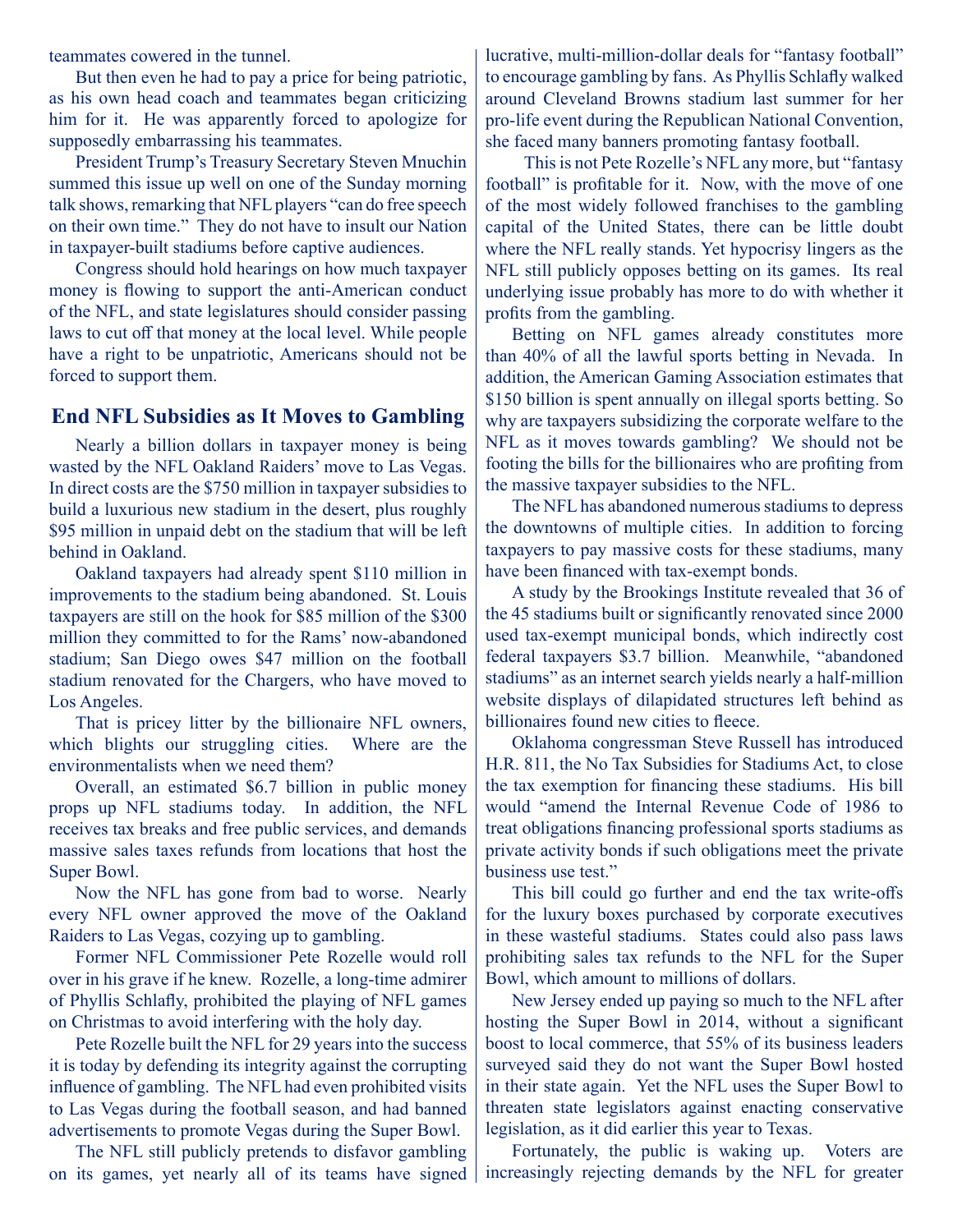teammates cowered in the tunnel.

But then even he had to pay a price for being patriotic, as his own head coach and teammates began criticizing him for it. He was apparently forced to apologize for supposedly embarrassing his teammates.

President Trump's Treasury Secretary Steven Mnuchin summed this issue up well on one of the Sunday morning talk shows, remarking that NFL players "can do free speech on their own time." They do not have to insult our Nation in taxpayer-built stadiums before captive audiences.

Congress should hold hearings on how much taxpayer money is flowing to support the anti-American conduct of the NFL, and state legislatures should consider passing laws to cut off that money at the local level. While people have a right to be unpatriotic, Americans should not be forced to support them.

## End NFL Subsidies as It Moves to Gambling

Nearly a billion dollars in taxpayer money is being wasted by the NFL Oakland Raiders' move to Las Vegas. In direct costs are the $750 million in taxpayer subsidies to build a luxurious new stadium in the desert, plus roughly $95 million in unpaid debt on the stadium that will be left behind in Oakland.

Oakland taxpayers had already spent $110 million in improvements to the stadium being abandoned. St. Louis taxpayers are still on the hook for $85 million of the $300 million they committed to for the Rams' now-abandoned stadium; San Diego owes $47 million on the football stadium renovated for the Chargers, who have moved to Los Angeles.

That is pricey litter by the billionaire NFL owners, which blights our struggling cities. Where are the environmentalists when we need them?

Overall, an estimated $6.7 billion in public money props up NFL stadiums today. In addition, the NFL receives tax breaks and free public services, and demands massive sales taxes refunds from locations that host the Super Bowl.

Now the NFL has gone from bad to worse. Nearly every NFL owner approved the move of the Oakland Raiders to Las Vegas, cozying up to gambling.

Former NFL Commissioner Pete Rozelle would roll over in his grave if he knew. Rozelle, a long-time admirer of Phyllis Schlafly, prohibited the playing of NFL games on Christmas to avoid interfering with the holy day.

Pete Rozelle built the NFL for 29 years into the success it is today by defending its integrity against the corrupting influence of gambling. The NFL had even prohibited visits to Las Vegas during the football season, and had banned advertisements to promote Vegas during the Super Bowl.

The NFL still publicly pretends to disfavor gambling on its games, yet nearly all of its teams have signed lucrative, multi-million-dollar deals for "fantasy football" to encourage gambling by fans. As Phyllis Schlafly walked around Cleveland Browns stadium last summer for her pro-life event during the Republican National Convention, she faced many banners promoting fantasy football.

This is not Pete Rozelle's NFL any more, but "fantasy football" is profitable for it. Now, with the move of one of the most widely followed franchises to the gambling capital of the United States, there can be little doubt where the NFL really stands. Yet hypocrisy lingers as the NFL still publicly opposes betting on its games. Its real underlying issue probably has more to do with whether it profits from the gambling.

Betting on NFL games already constitutes more than 40% of all the lawful sports betting in Nevada. In addition, the American Gaming Association estimates that $150 billion is spent annually on illegal sports betting. So why are taxpayers subsidizing the corporate welfare to the NFL as it moves towards gambling? We should not be footing the bills for the billionaires who are profiting from the massive taxpayer subsidies to the NFL.

The NFL has abandoned numerous stadiums to depress the downtowns of multiple cities. In addition to forcing taxpayers to pay massive costs for these stadiums, many have been financed with tax-exempt bonds.

A study by the Brookings Institute revealed that 36 of the 45 stadiums built or significantly renovated since 2000 used tax-exempt municipal bonds, which indirectly cost federal taxpayers $3.7 billion. Meanwhile, "abandoned stadiums" as an internet search yields nearly a half-million website displays of dilapidated structures left behind as billionaires found new cities to fleece.

Oklahoma congressman Steve Russell has introduced H.R. 811, the No Tax Subsidies for Stadiums Act, to close the tax exemption for financing these stadiums. His bill would "amend the Internal Revenue Code of 1986 to treat obligations financing professional sports stadiums as private activity bonds if such obligations meet the private business use test."

This bill could go further and end the tax write-offs for the luxury boxes purchased by corporate executives in these wasteful stadiums. States could also pass laws prohibiting sales tax refunds to the NFL for the Super Bowl, which amount to millions of dollars.

New Jersey ended up paying so much to the NFL after hosting the Super Bowl in 2014, without a significant boost to local commerce, that 55% of its business leaders surveyed said they do not want the Super Bowl hosted in their state again. Yet the NFL uses the Super Bowl to threaten state legislators against enacting conservative legislation, as it did earlier this year to Texas.

Fortunately, the public is waking up. Voters are increasingly rejecting demands by the NFL for greater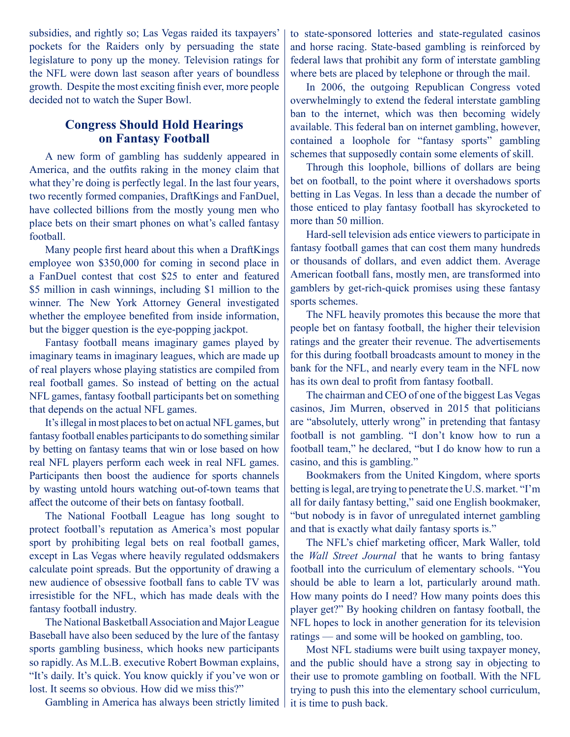subsidies, and rightly so; Las Vegas raided its taxpayers' pockets for the Raiders only by persuading the state legislature to pony up the money. Television ratings for the NFL were down last season after years of boundless growth. Despite the most exciting finish ever, more people decided not to watch the Super Bowl.

## Congress Should Hold Hearings on Fantasy Football

A new form of gambling has suddenly appeared in America, and the outfits raking in the money claim that what they're doing is perfectly legal. In the last four years, two recently formed companies, DraftKings and FanDuel, have collected billions from the mostly young men who place bets on their smart phones on what's called fantasy football.

Many people first heard about this when a DraftKings employee won $350,000 for coming in second place in a FanDuel contest that cost $25 to enter and featured $5 million in cash winnings, including $1 million to the winner. The New York Attorney General investigated whether the employee benefited from inside information, but the bigger question is the eye-popping jackpot.

Fantasy football means imaginary games played by imaginary teams in imaginary leagues, which are made up of real players whose playing statistics are compiled from real football games. So instead of betting on the actual NFL games, fantasy football participants bet on something that depends on the actual NFL games.

It's illegal in most places to bet on actual NFL games, but fantasy football enables participants to do something similar by betting on fantasy teams that win or lose based on how real NFL players perform each week in real NFL games. Participants then boost the audience for sports channels by wasting untold hours watching out-of-town teams that affect the outcome of their bets on fantasy football.

The National Football League has long sought to protect football's reputation as America's most popular sport by prohibiting legal bets on real football games, except in Las Vegas where heavily regulated oddsmakers calculate point spreads. But the opportunity of drawing a new audience of obsessive football fans to cable TV was irresistible for the NFL, which has made deals with the fantasy football industry.

The National Basketball Association and Major League Baseball have also been seduced by the lure of the fantasy sports gambling business, which hooks new participants so rapidly. As M.L.B. executive Robert Bowman explains, "It's daily. It's quick. You know quickly if you've won or lost. It seems so obvious. How did we miss this?"

Gambling in America has always been strictly limited to state-sponsored lotteries and state-regulated casinos and horse racing. State-based gambling is reinforced by federal laws that prohibit any form of interstate gambling where bets are placed by telephone or through the mail.

In 2006, the outgoing Republican Congress voted overwhelmingly to extend the federal interstate gambling ban to the internet, which was then becoming widely available. This federal ban on internet gambling, however, contained a loophole for "fantasy sports" gambling schemes that supposedly contain some elements of skill.

Through this loophole, billions of dollars are being bet on football, to the point where it overshadows sports betting in Las Vegas. In less than a decade the number of those enticed to play fantasy football has skyrocketed to more than 50 million.

Hard-sell television ads entice viewers to participate in fantasy football games that can cost them many hundreds or thousands of dollars, and even addict them. Average American football fans, mostly men, are transformed into gamblers by get-rich-quick promises using these fantasy sports schemes.

The NFL heavily promotes this because the more that people bet on fantasy football, the higher their television ratings and the greater their revenue. The advertisements for this during football broadcasts amount to money in the bank for the NFL, and nearly every team in the NFL now has its own deal to profit from fantasy football.

The chairman and CEO of one of the biggest Las Vegas casinos, Jim Murren, observed in 2015 that politicians are "absolutely, utterly wrong" in pretending that fantasy football is not gambling. "I don't know how to run a football team," he declared, "but I do know how to run a casino, and this is gambling."

Bookmakers from the United Kingdom, where sports betting is legal, are trying to penetrate the U.S. market. "I'm all for daily fantasy betting," said one English bookmaker, "but nobody is in favor of unregulated internet gambling and that is exactly what daily fantasy sports is."

The NFL's chief marketing officer, Mark Waller, told the *Wall Street Journal* that he wants to bring fantasy football into the curriculum of elementary schools. "You should be able to learn a lot, particularly around math. How many points do I need? How many points does this player get?" By hooking children on fantasy football, the NFL hopes to lock in another generation for its television ratings — and some will be hooked on gambling, too.

Most NFL stadiums were built using taxpayer money, and the public should have a strong say in objecting to their use to promote gambling on football. With the NFL trying to push this into the elementary school curriculum, it is time to push back.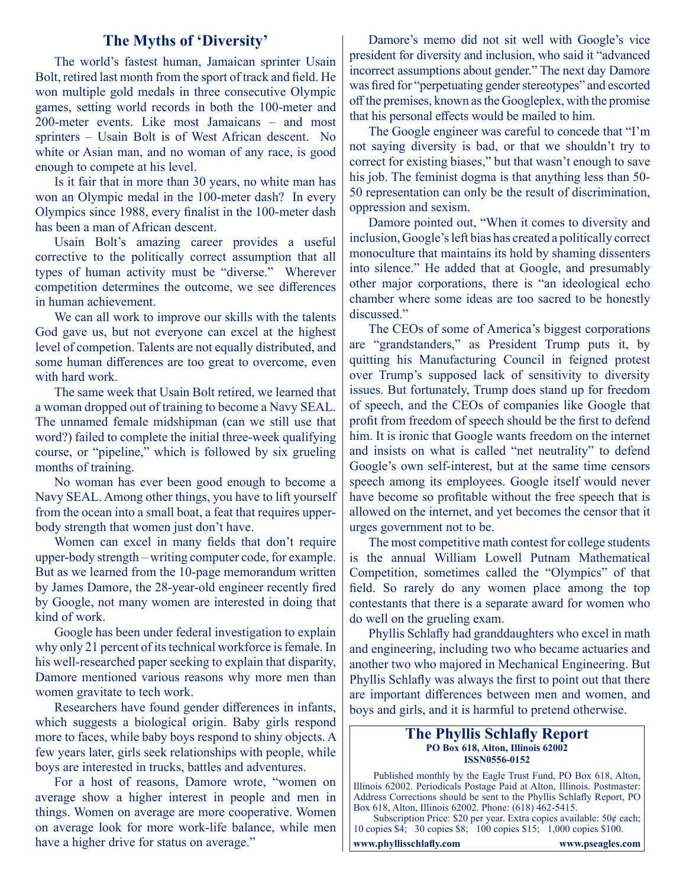## The Myths of 'Diversity'

The world's fastest human, Jamaican sprinter Usain Bolt, retired last month from the sport of track and field. He won multiple gold medals in three consecutive Olympic games, setting world records in both the 100-meter and 200-meter events. Like most Jamaicans – and most sprinters – Usain Bolt is of West African descent. No white or Asian man, and no woman of any race, is good enough to compete at his level.

Is it fair that in more than 30 years, no white man has won an Olympic medal in the 100-meter dash? In every Olympics since 1988, every finalist in the 100-meter dash has been a man of African descent.

Usain Bolt's amazing career provides a useful corrective to the politically correct assumption that all types of human activity must be "diverse." Wherever competition determines the outcome, we see differences in human achievement.

We can all work to improve our skills with the talents God gave us, but not everyone can excel at the highest level of competion. Talents are not equally distributed, and some human differences are too great to overcome, even with hard work.

The same week that Usain Bolt retired, we learned that a woman dropped out of training to become a Navy SEAL. The unnamed female midshipman (can we still use that word?) failed to complete the initial three-week qualifying course, or "pipeline," which is followed by six grueling months of training.

No woman has ever been good enough to become a Navy SEAL. Among other things, you have to lift yourself from the ocean into a small boat, a feat that requires upper-body strength that women just don't have.

Women can excel in many fields that don't require upper-body strength – writing computer code, for example. But as we learned from the 10-page memorandum written by James Damore, the 28-year-old engineer recently fired by Google, not many women are interested in doing that kind of work.

Google has been under federal investigation to explain why only 21 percent of its technical workforce is female. In his well-researched paper seeking to explain that disparity, Damore mentioned various reasons why more men than women gravitate to tech work.

Researchers have found gender differences in infants, which suggests a biological origin. Baby girls respond more to faces, while baby boys respond to shiny objects. A few years later, girls seek relationships with people, while boys are interested in trucks, battles and adventures.

For a host of reasons, Damore wrote, "women on average show a higher interest in people and men in things. Women on average are more cooperative. Women on average look for more work-life balance, while men have a higher drive for status on average."

Damore's memo did not sit well with Google's vice president for diversity and inclusion, who said it "advanced incorrect assumptions about gender." The next day Damore was fired for "perpetuating gender stereotypes" and escorted off the premises, known as the Googleplex, with the promise that his personal effects would be mailed to him.

The Google engineer was careful to concede that "I'm not saying diversity is bad, or that we shouldn't try to correct for existing biases," but that wasn't enough to save his job. The feminist dogma is that anything less than 50-50 representation can only be the result of discrimination, oppression and sexism.

Damore pointed out, "When it comes to diversity and inclusion, Google's left bias has created a politically correct monoculture that maintains its hold by shaming dissenters into silence." He added that at Google, and presumably other major corporations, there is "an ideological echo chamber where some ideas are too sacred to be honestly discussed."

The CEOs of some of America's biggest corporations are "grandstanders," as President Trump puts it, by quitting his Manufacturing Council in feigned protest over Trump's supposed lack of sensitivity to diversity issues. But fortunately, Trump does stand up for freedom of speech, and the CEOs of companies like Google that profit from freedom of speech should be the first to defend him. It is ironic that Google wants freedom on the internet and insists on what is called "net neutrality" to defend Google's own self-interest, but at the same time censors speech among its employees. Google itself would never have become so profitable without the free speech that is allowed on the internet, and yet becomes the censor that it urges government not to be.

The most competitive math contest for college students is the annual William Lowell Putnam Mathematical Competition, sometimes called the "Olympics" of that field. So rarely do any women place among the top contestants that there is a separate award for women who do well on the grueling exam.

Phyllis Schlafly had granddaughters who excel in math and engineering, including two who became actuaries and another two who majored in Mechanical Engineering. But Phyllis Schlafly was always the first to point out that there are important differences between men and women, and boys and girls, and it is harmful to pretend otherwise.

---

**The Phyllis Schlafly Report**
**PO Box 618, Alton, Illinois 62002**
**ISSN0556-0152**

Published monthly by the Eagle Trust Fund, PO Box 618, Alton, Illinois 62002. Periodicals Postage Paid at Alton, Illinois. Postmaster: Address Corrections should be sent to the Phyllis Schlafly Report, PO Box 618, Alton, Illinois 62002. Phone: (618) 462-5415.

Subscription Price: $20 per year. Extra copies available: 50¢ each; 10 copies $4; 30 copies $8; 100 copies $15; 1,000 copies $100.

**www.phyllisschlafly.com** **www.pseagles.com**